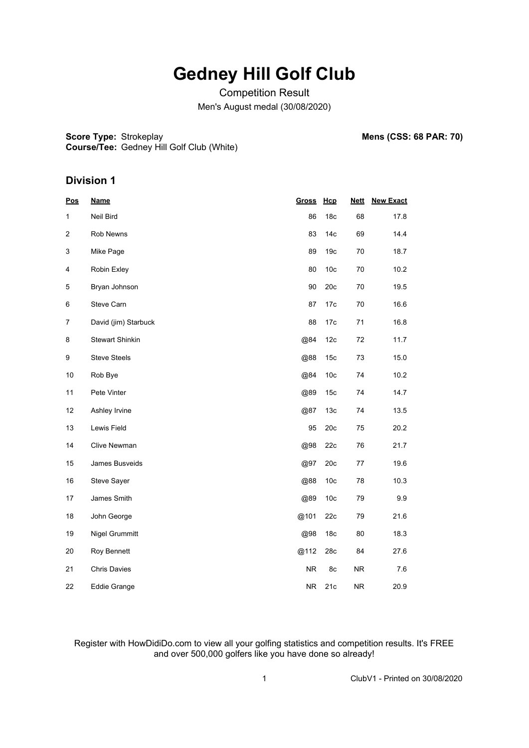# Gedney Hill Golf Club

Competition Result

Men's August medal (30/08/2020)

**Score Type:** Strokeplay
**Course/Tee:** Gedney Hill Golf Club (White)

**Mens (CSS: 68 PAR: 70)**

## Division 1

| Pos | Name | Gross | Hcp | Nett | New Exact |
|---|---|---|---|---|---|
| 1 | Neil Bird | 86 | 18c | 68 | 17.8 |
| 2 | Rob Newns | 83 | 14c | 69 | 14.4 |
| 3 | Mike Page | 89 | 19c | 70 | 18.7 |
| 4 | Robin Exley | 80 | 10c | 70 | 10.2 |
| 5 | Bryan Johnson | 90 | 20c | 70 | 19.5 |
| 6 | Steve Carn | 87 | 17c | 70 | 16.6 |
| 7 | David (jim) Starbuck | 88 | 17c | 71 | 16.8 |
| 8 | Stewart Shinkin | @84 | 12c | 72 | 11.7 |
| 9 | Steve Steels | @88 | 15c | 73 | 15.0 |
| 10 | Rob Bye | @84 | 10c | 74 | 10.2 |
| 11 | Pete Vinter | @89 | 15c | 74 | 14.7 |
| 12 | Ashley Irvine | @87 | 13c | 74 | 13.5 |
| 13 | Lewis Field | 95 | 20c | 75 | 20.2 |
| 14 | Clive Newman | @98 | 22c | 76 | 21.7 |
| 15 | James Busveids | @97 | 20c | 77 | 19.6 |
| 16 | Steve Sayer | @88 | 10c | 78 | 10.3 |
| 17 | James Smith | @89 | 10c | 79 | 9.9 |
| 18 | John George | @101 | 22c | 79 | 21.6 |
| 19 | Nigel Grummitt | @98 | 18c | 80 | 18.3 |
| 20 | Roy Bennett | @112 | 28c | 84 | 27.6 |
| 21 | Chris Davies | NR | 8c | NR | 7.6 |
| 22 | Eddie Grange | NR | 21c | NR | 20.9 |

Register with HowDidiDo.com to view all your golfing statistics and competition results. It's FREE and over 500,000 golfers like you have done so already!

ClubV1 - Printed on 30/08/2020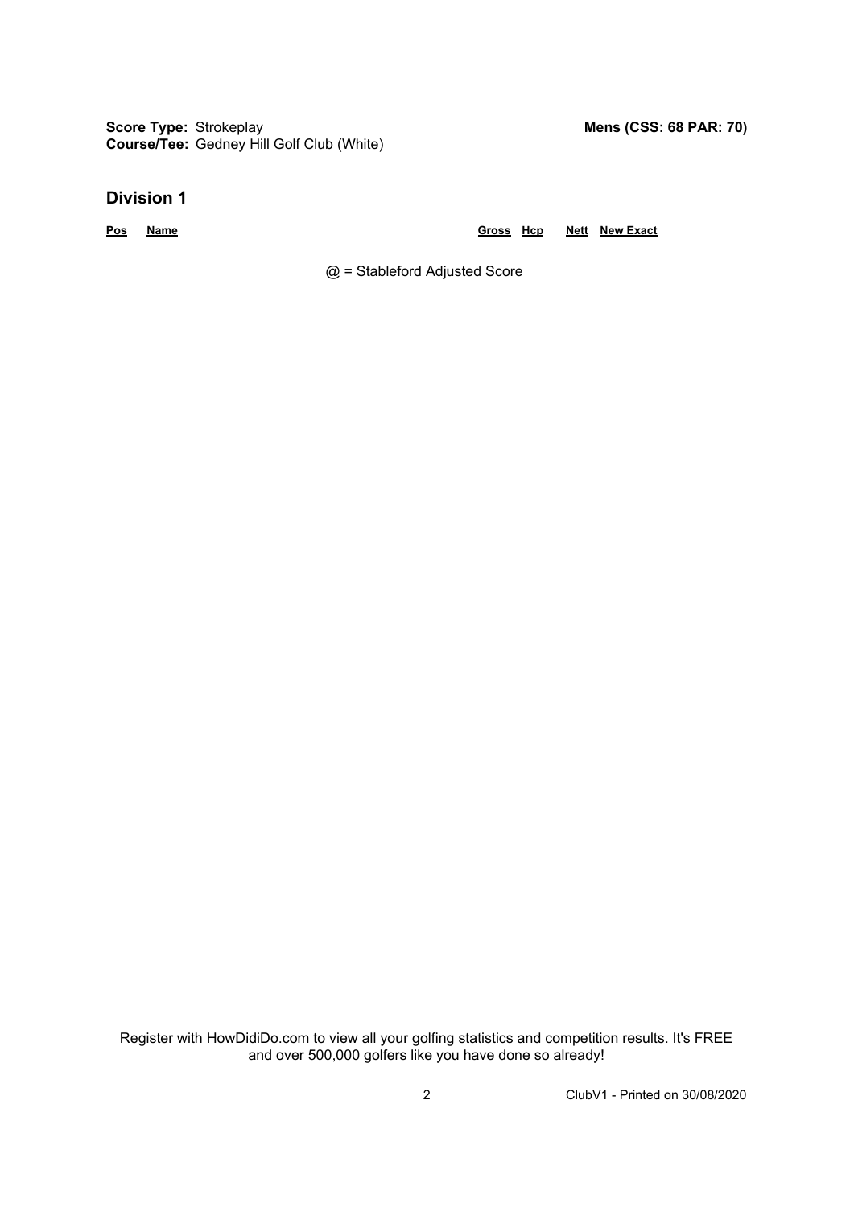**Score Type:** Strokeplay
**Course/Tee:** Gedney Hill Golf Club (White)

**Mens (CSS: 68 PAR: 70)**

## Division 1

| Pos | Name | Gross | Hcp | Nett | New Exact |
|---|---|---|---|---|---|

@ = Stableford Adjusted Score

Register with HowDidiDo.com to view all your golfing statistics and competition results. It's FREE and over 500,000 golfers like you have done so already!

ClubV1 - Printed on 30/08/2020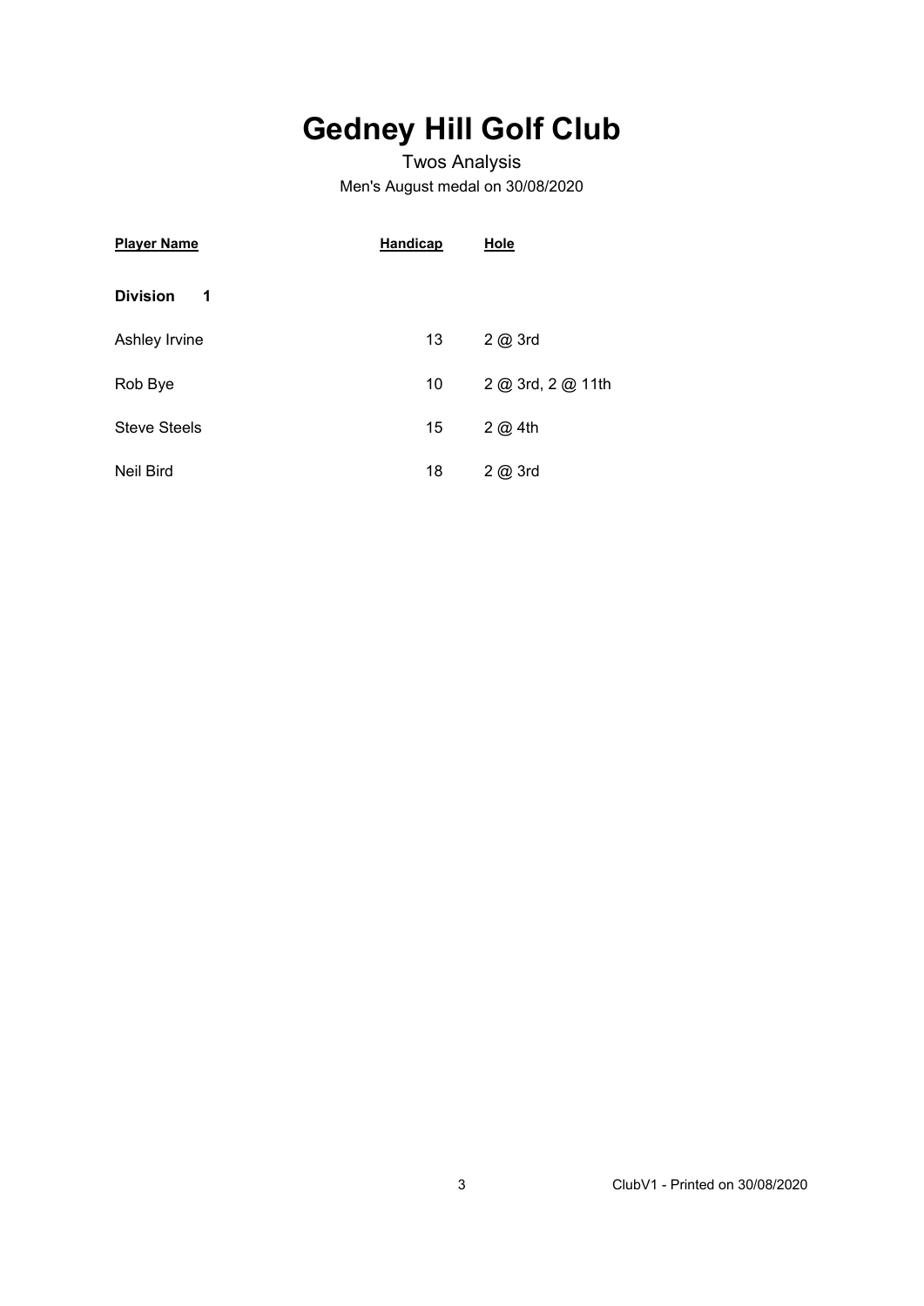# Gedney Hill Golf Club

Twos Analysis

Men's August medal on 30/08/2020

| Player Name | Handicap | Hole |
|---|---|---|
| **Division 1** | | |
| Ashley Irvine | 13 | 2 @ 3rd |
| Rob Bye | 10 | 2 @ 3rd, 2 @ 11th |
| Steve Steels | 15 | 2 @ 4th |
| Neil Bird | 18 | 2 @ 3rd |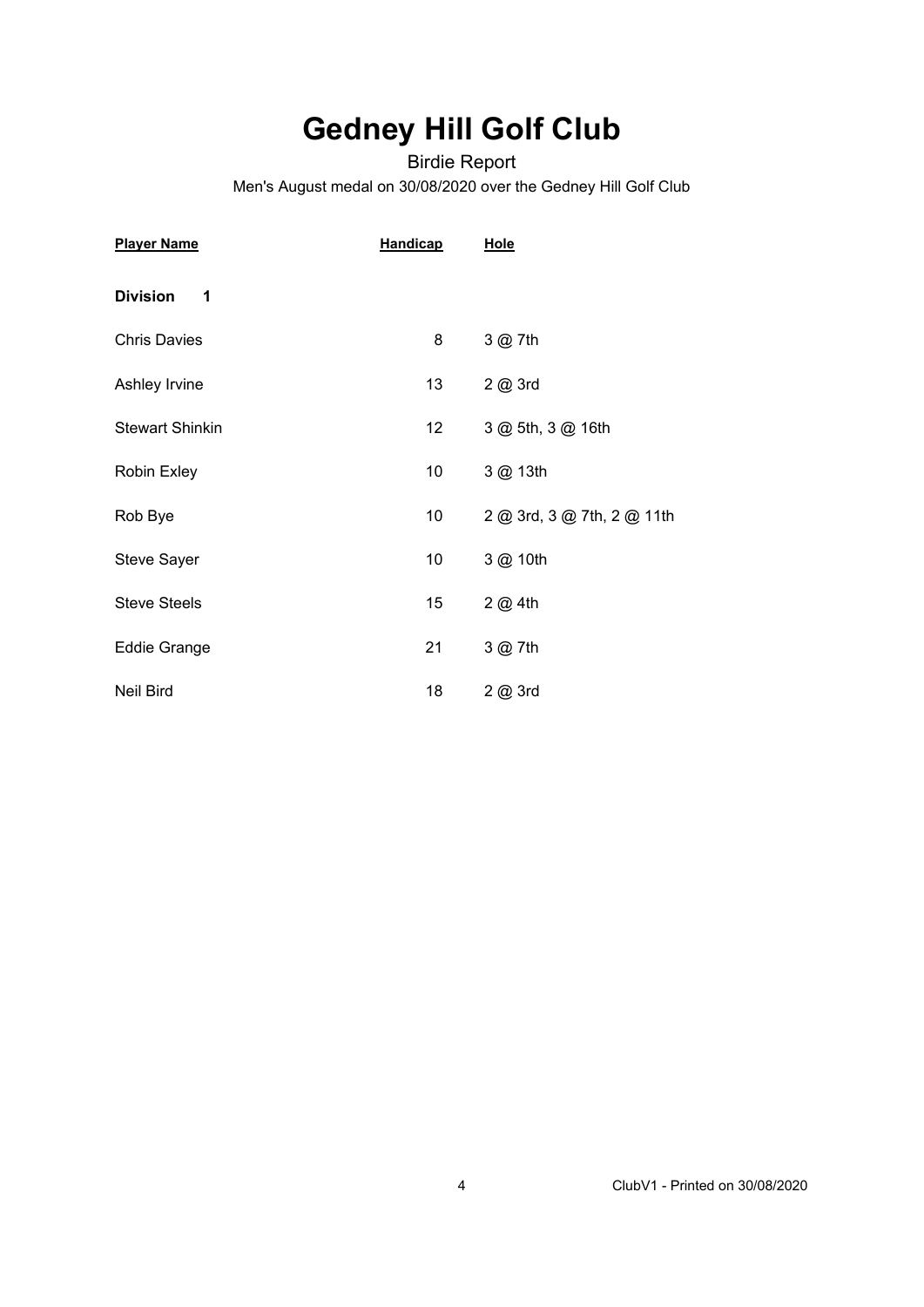# Gedney Hill Golf Club

Birdie Report

Men's August medal on 30/08/2020 over the Gedney Hill Golf Club

| Player Name | Handicap | Hole |
|---|---|---|
| **Division 1** | | |
| Chris Davies | 8 | 3 @ 7th |
| Ashley Irvine | 13 | 2 @ 3rd |
| Stewart Shinkin | 12 | 3 @ 5th, 3 @ 16th |
| Robin Exley | 10 | 3 @ 13th |
| Rob Bye | 10 | 2 @ 3rd, 3 @ 7th, 2 @ 11th |
| Steve Sayer | 10 | 3 @ 10th |
| Steve Steels | 15 | 2 @ 4th |
| Eddie Grange | 21 | 3 @ 7th |
| Neil Bird | 18 | 2 @ 3rd |

ClubV1 - Printed on 30/08/2020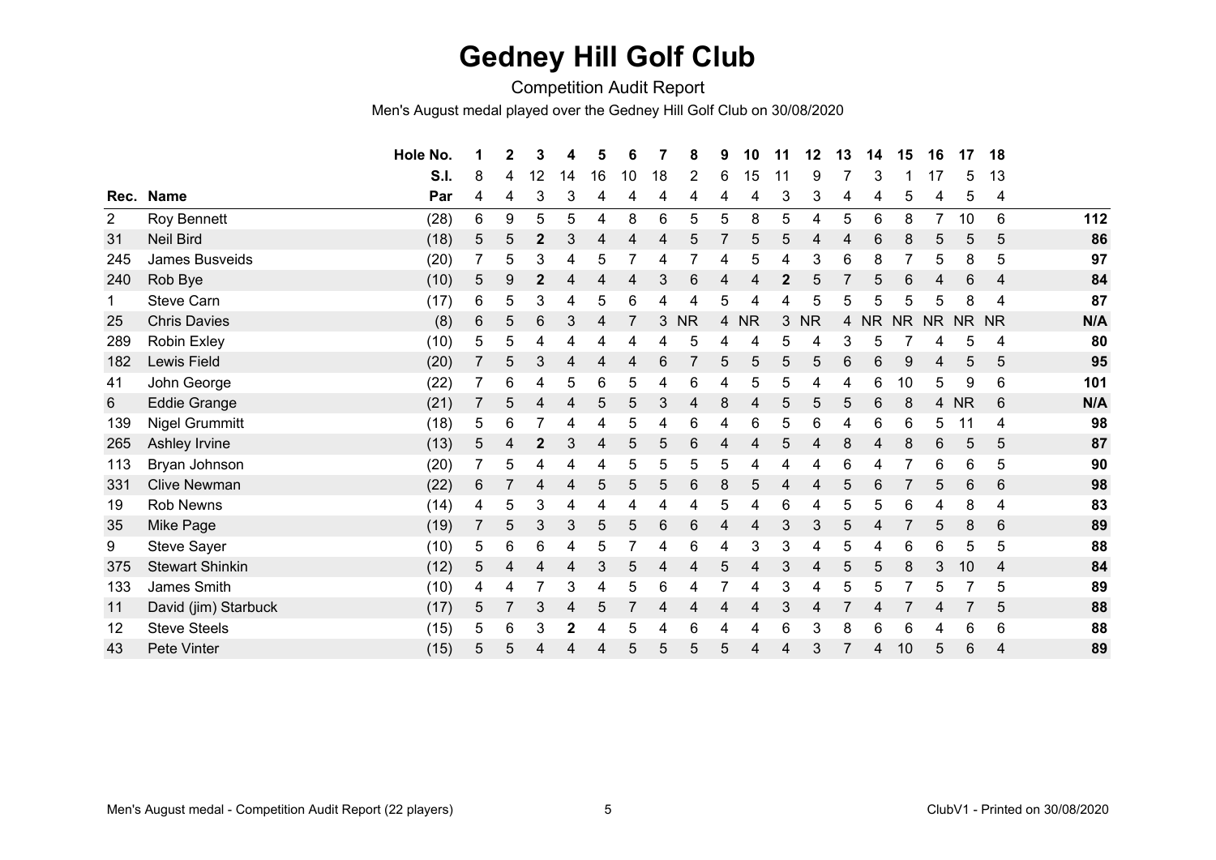# Gedney Hill Golf Club

Competition Audit Report

Men's August medal played over the Gedney Hill Golf Club on 30/08/2020

| | | Hole No. | 1 | 2 | 3 | 4 | 5 | 6 | 7 | 8 | 9 | 10 | 11 | 12 | 13 | 14 | 15 | 16 | 17 | 18 | |
|---|---|---|---|---|---|---|---|---|---|---|---|---|---|---|---|---|---|---|---|---|---|
| | | S.I. | 8 | 4 | 12 | 14 | 16 | 10 | 18 | 2 | 6 | 15 | 11 | 9 | 7 | 3 | 1 | 17 | 5 | 13 | |
| Rec. | Name | Par | 4 | 4 | 3 | 3 | 4 | 4 | 4 | 4 | 4 | 4 | 3 | 3 | 4 | 4 | 5 | 4 | 5 | 4 | |
| 2 | Roy Bennett | (28) | 6 | 9 | 5 | 5 | 4 | 8 | 6 | 5 | 5 | 8 | 5 | 4 | 5 | 6 | 8 | 7 | 10 | 6 | **112** |
| 31 | Neil Bird | (18) | 5 | 5 | **2** | 3 | 4 | 4 | 4 | 5 | 7 | 5 | 5 | 4 | 4 | 6 | 8 | 5 | 5 | 5 | **86** |
| 245 | James Busveids | (20) | 7 | 5 | 3 | 4 | 5 | 7 | 4 | 7 | 4 | 5 | 4 | 3 | 6 | 8 | 7 | 5 | 8 | 5 | **97** |
| 240 | Rob Bye | (10) | 5 | 9 | **2** | 4 | 4 | 4 | 3 | 6 | 4 | 4 | **2** | 5 | 7 | 5 | 6 | 4 | 6 | 4 | **84** |
| 1 | Steve Carn | (17) | 6 | 5 | 3 | 4 | 5 | 6 | 4 | 4 | 5 | 4 | 4 | 5 | 5 | 5 | 5 | 5 | 8 | 4 | **87** |
| 25 | Chris Davies | (8) | 6 | 5 | 6 | 3 | 4 | 7 | 3 | NR | 4 | NR | 3 | NR | 4 | NR | NR | NR | NR | NR | **N/A** |
| 289 | Robin Exley | (10) | 5 | 5 | 4 | 4 | 4 | 4 | 4 | 5 | 4 | 4 | 5 | 4 | 3 | 5 | 7 | 4 | 5 | 4 | **80** |
| 182 | Lewis Field | (20) | 7 | 5 | 3 | 4 | 4 | 4 | 6 | 7 | 5 | 5 | 5 | 5 | 6 | 6 | 9 | 4 | 5 | 5 | **95** |
| 41 | John George | (22) | 7 | 6 | 4 | 5 | 6 | 5 | 4 | 6 | 4 | 5 | 5 | 4 | 4 | 6 | 10 | 5 | 9 | 6 | **101** |
| 6 | Eddie Grange | (21) | 7 | 5 | 4 | 4 | 5 | 5 | 3 | 4 | 8 | 4 | 5 | 5 | 5 | 6 | 8 | 4 | NR | 6 | **N/A** |
| 139 | Nigel Grummitt | (18) | 5 | 6 | 7 | 4 | 4 | 5 | 4 | 6 | 4 | 6 | 5 | 6 | 4 | 6 | 6 | 5 | 11 | 4 | **98** |
| 265 | Ashley Irvine | (13) | 5 | 4 | **2** | 3 | 4 | 5 | 5 | 6 | 4 | 4 | 5 | 4 | 8 | 4 | 8 | 6 | 5 | 5 | **87** |
| 113 | Bryan Johnson | (20) | 7 | 5 | 4 | 4 | 4 | 5 | 5 | 5 | 5 | 4 | 4 | 4 | 6 | 4 | 7 | 6 | 6 | 5 | **90** |
| 331 | Clive Newman | (22) | 6 | 7 | 4 | 4 | 5 | 5 | 5 | 6 | 8 | 5 | 4 | 4 | 5 | 6 | 7 | 5 | 6 | 6 | **98** |
| 19 | Rob Newns | (14) | 4 | 5 | 3 | 4 | 4 | 4 | 4 | 4 | 5 | 4 | 6 | 4 | 5 | 5 | 6 | 4 | 8 | 4 | **83** |
| 35 | Mike Page | (19) | 7 | 5 | 3 | 3 | 5 | 5 | 6 | 6 | 4 | 4 | 3 | 3 | 5 | 4 | 7 | 5 | 8 | 6 | **89** |
| 9 | Steve Sayer | (10) | 5 | 6 | 6 | 4 | 5 | 7 | 4 | 6 | 4 | 3 | 3 | 4 | 5 | 4 | 6 | 6 | 5 | 5 | **88** |
| 375 | Stewart Shinkin | (12) | 5 | 4 | 4 | 4 | 3 | 5 | 4 | 4 | 5 | 4 | 3 | 4 | 5 | 5 | 8 | 3 | 10 | 4 | **84** |
| 133 | James Smith | (10) | 4 | 4 | 7 | 3 | 4 | 5 | 6 | 4 | 7 | 4 | 3 | 4 | 5 | 5 | 7 | 5 | 7 | 5 | **89** |
| 11 | David (jim) Starbuck | (17) | 5 | 7 | 3 | 4 | 5 | 7 | 4 | 4 | 4 | 4 | 3 | 4 | 7 | 4 | 7 | 4 | 7 | 5 | **88** |
| 12 | Steve Steels | (15) | 5 | 6 | 3 | **2** | 4 | 5 | 4 | 6 | 4 | 4 | 6 | 3 | 8 | 6 | 6 | 4 | 6 | 6 | **88** |
| 43 | Pete Vinter | (15) | 5 | 5 | 4 | 4 | 4 | 5 | 5 | 5 | 5 | 4 | 4 | 3 | 7 | 4 | 10 | 5 | 6 | 4 | **89** |

Men's August medal - Competition Audit Report (22 players)

ClubV1 - Printed on 30/08/2020